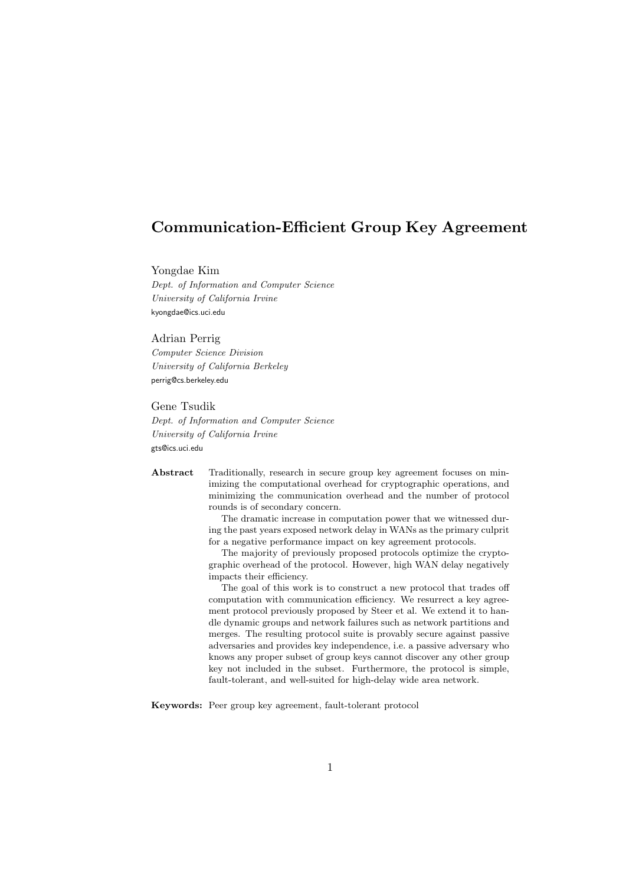# Communication-Efficient Group Key Agreement

Yongdae Kim
*Dept. of Information and Computer Science*
*University of California Irvine*
kyongdae@ics.uci.edu

Adrian Perrig
*Computer Science Division*
*University of California Berkeley*
perrig@cs.berkeley.edu

Gene Tsudik
*Dept. of Information and Computer Science*
*University of California Irvine*
gts@ics.uci.edu

**Abstract** Traditionally, research in secure group key agreement focuses on minimizing the computational overhead for cryptographic operations, and minimizing the communication overhead and the number of protocol rounds is of secondary concern.

The dramatic increase in computation power that we witnessed during the past years exposed network delay in WANs as the primary culprit for a negative performance impact on key agreement protocols.

The majority of previously proposed protocols optimize the cryptographic overhead of the protocol. However, high WAN delay negatively impacts their efficiency.

The goal of this work is to construct a new protocol that trades off computation with communication efficiency. We resurrect a key agreement protocol previously proposed by Steer et al. We extend it to handle dynamic groups and network failures such as network partitions and merges. The resulting protocol suite is provably secure against passive adversaries and provides key independence, i.e. a passive adversary who knows any proper subset of group keys cannot discover any other group key not included in the subset. Furthermore, the protocol is simple, fault-tolerant, and well-suited for high-delay wide area network.

**Keywords:** Peer group key agreement, fault-tolerant protocol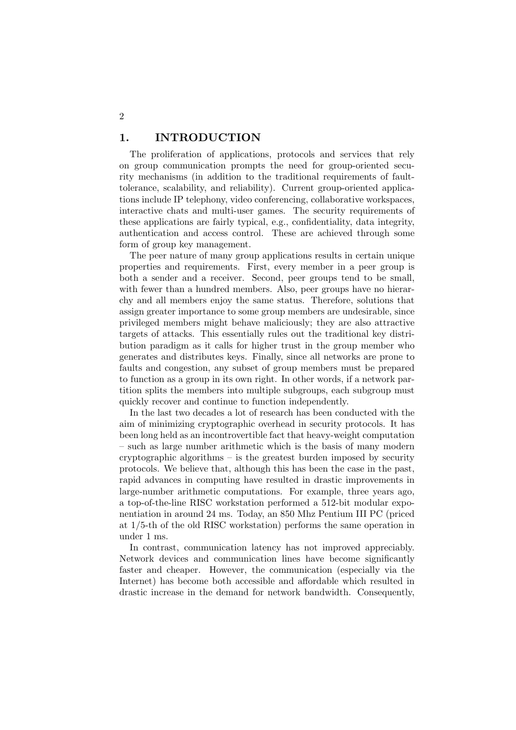# 1. INTRODUCTION

The proliferation of applications, protocols and services that rely on group communication prompts the need for group-oriented security mechanisms (in addition to the traditional requirements of fault-tolerance, scalability, and reliability). Current group-oriented applications include IP telephony, video conferencing, collaborative workspaces, interactive chats and multi-user games. The security requirements of these applications are fairly typical, e.g., confidentiality, data integrity, authentication and access control. These are achieved through some form of group key management.

The peer nature of many group applications results in certain unique properties and requirements. First, every member in a peer group is both a sender and a receiver. Second, peer groups tend to be small, with fewer than a hundred members. Also, peer groups have no hierarchy and all members enjoy the same status. Therefore, solutions that assign greater importance to some group members are undesirable, since privileged members might behave maliciously; they are also attractive targets of attacks. This essentially rules out the traditional key distribution paradigm as it calls for higher trust in the group member who generates and distributes keys. Finally, since all networks are prone to faults and congestion, any subset of group members must be prepared to function as a group in its own right. In other words, if a network partition splits the members into multiple subgroups, each subgroup must quickly recover and continue to function independently.

In the last two decades a lot of research has been conducted with the aim of minimizing cryptographic overhead in security protocols. It has been long held as an incontrovertible fact that heavy-weight computation – such as large number arithmetic which is the basis of many modern cryptographic algorithms – is the greatest burden imposed by security protocols. We believe that, although this has been the case in the past, rapid advances in computing have resulted in drastic improvements in large-number arithmetic computations. For example, three years ago, a top-of-the-line RISC workstation performed a 512-bit modular exponentiation in around 24 ms. Today, an 850 Mhz Pentium III PC (priced at 1/5-th of the old RISC workstation) performs the same operation in under 1 ms.

In contrast, communication latency has not improved appreciably. Network devices and communication lines have become significantly faster and cheaper. However, the communication (especially via the Internet) has become both accessible and affordable which resulted in drastic increase in the demand for network bandwidth. Consequently,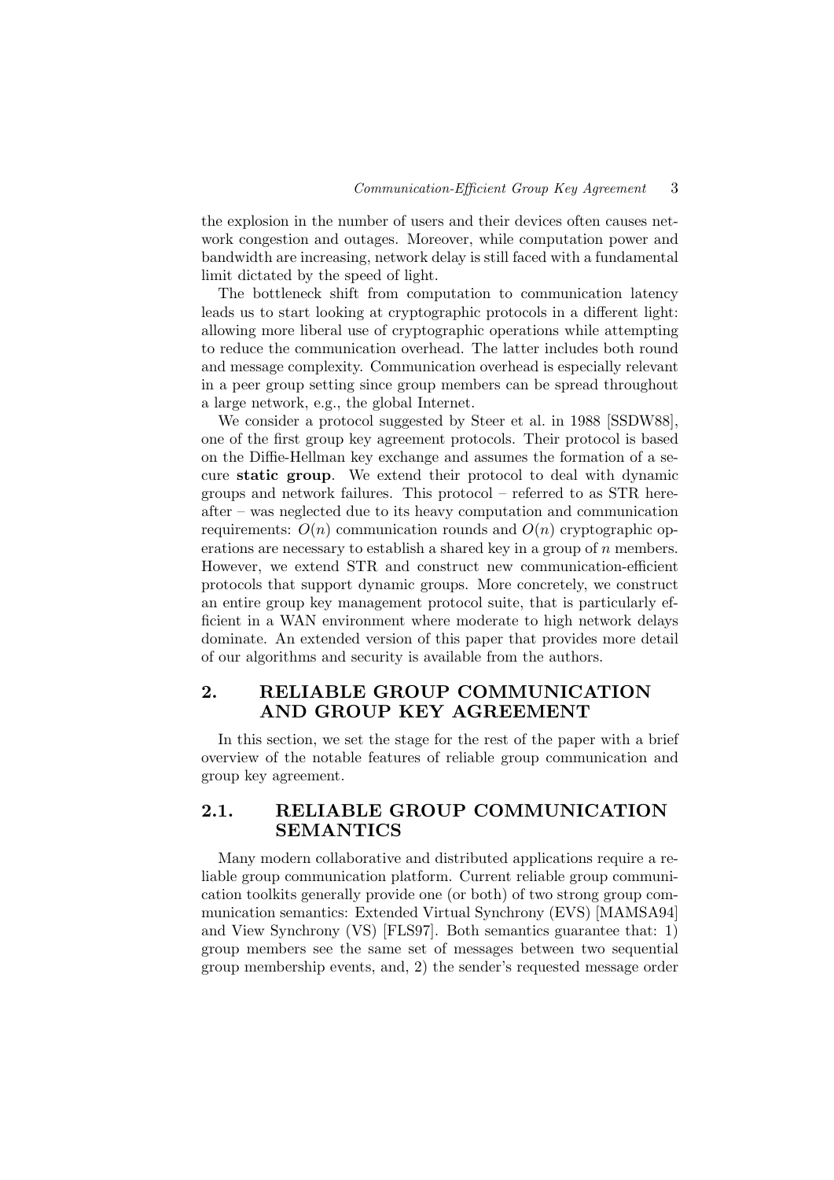the explosion in the number of users and their devices often causes network congestion and outages. Moreover, while computation power and bandwidth are increasing, network delay is still faced with a fundamental limit dictated by the speed of light.

The bottleneck shift from computation to communication latency leads us to start looking at cryptographic protocols in a different light: allowing more liberal use of cryptographic operations while attempting to reduce the communication overhead. The latter includes both round and message complexity. Communication overhead is especially relevant in a peer group setting since group members can be spread throughout a large network, e.g., the global Internet.

We consider a protocol suggested by Steer et al. in 1988 [SSDW88], one of the first group key agreement protocols. Their protocol is based on the Diffie-Hellman key exchange and assumes the formation of a secure **static group**. We extend their protocol to deal with dynamic groups and network failures. This protocol – referred to as STR hereafter – was neglected due to its heavy computation and communication requirements: $O(n)$ communication rounds and $O(n)$ cryptographic operations are necessary to establish a shared key in a group of $n$ members. However, we extend STR and construct new communication-efficient protocols that support dynamic groups. More concretely, we construct an entire group key management protocol suite, that is particularly efficient in a WAN environment where moderate to high network delays dominate. An extended version of this paper that provides more detail of our algorithms and security is available from the authors.

## 2. RELIABLE GROUP COMMUNICATION AND GROUP KEY AGREEMENT

In this section, we set the stage for the rest of the paper with a brief overview of the notable features of reliable group communication and group key agreement.

### 2.1. RELIABLE GROUP COMMUNICATION SEMANTICS

Many modern collaborative and distributed applications require a reliable group communication platform. Current reliable group communication toolkits generally provide one (or both) of two strong group communication semantics: Extended Virtual Synchrony (EVS) [MAMSA94] and View Synchrony (VS) [FLS97]. Both semantics guarantee that: 1) group members see the same set of messages between two sequential group membership events, and, 2) the sender's requested message order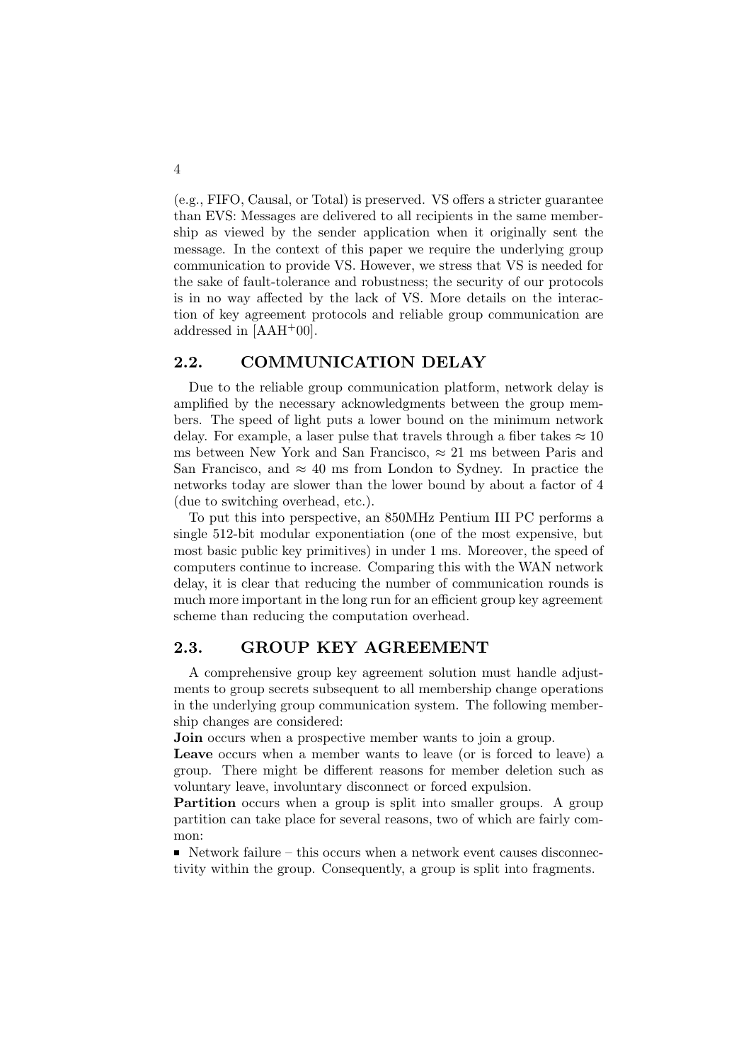(e.g., FIFO, Causal, or Total) is preserved. VS offers a stricter guarantee than EVS: Messages are delivered to all recipients in the same membership as viewed by the sender application when it originally sent the message. In the context of this paper we require the underlying group communication to provide VS. However, we stress that VS is needed for the sake of fault-tolerance and robustness; the security of our protocols is in no way affected by the lack of VS. More details on the interaction of key agreement protocols and reliable group communication are addressed in [AAH+00].

## 2.2. COMMUNICATION DELAY

Due to the reliable group communication platform, network delay is amplified by the necessary acknowledgments between the group members. The speed of light puts a lower bound on the minimum network delay. For example, a laser pulse that travels through a fiber takes $\approx 10$ ms between New York and San Francisco, $\approx 21$ ms between Paris and San Francisco, and $\approx 40$ ms from London to Sydney. In practice the networks today are slower than the lower bound by about a factor of 4 (due to switching overhead, etc.).

To put this into perspective, an 850MHz Pentium III PC performs a single 512-bit modular exponentiation (one of the most expensive, but most basic public key primitives) in under 1 ms. Moreover, the speed of computers continue to increase. Comparing this with the WAN network delay, it is clear that reducing the number of communication rounds is much more important in the long run for an efficient group key agreement scheme than reducing the computation overhead.

## 2.3. GROUP KEY AGREEMENT

A comprehensive group key agreement solution must handle adjustments to group secrets subsequent to all membership change operations in the underlying group communication system. The following membership changes are considered:

**Join** occurs when a prospective member wants to join a group.

**Leave** occurs when a member wants to leave (or is forced to leave) a group. There might be different reasons for member deletion such as voluntary leave, involuntary disconnect or forced expulsion.

**Partition** occurs when a group is split into smaller groups. A group partition can take place for several reasons, two of which are fairly common:

- Network failure – this occurs when a network event causes disconnectivity within the group. Consequently, a group is split into fragments.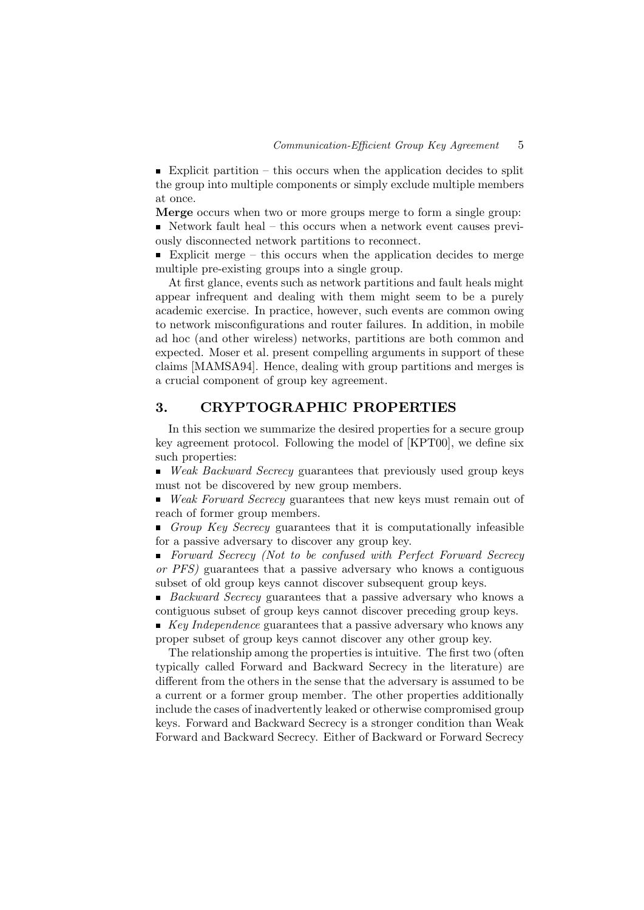- Explicit partition – this occurs when the application decides to split the group into multiple components or simply exclude multiple members at once.

**Merge** occurs when two or more groups merge to form a single group:

- Network fault heal – this occurs when a network event causes previously disconnected network partitions to reconnect.
- Explicit merge – this occurs when the application decides to merge multiple pre-existing groups into a single group.

At first glance, events such as network partitions and fault heals might appear infrequent and dealing with them might seem to be a purely academic exercise. In practice, however, such events are common owing to network misconfigurations and router failures. In addition, in mobile ad hoc (and other wireless) networks, partitions are both common and expected. Moser et al. present compelling arguments in support of these claims [MAMSA94]. Hence, dealing with group partitions and merges is a crucial component of group key agreement.

## 3. CRYPTOGRAPHIC PROPERTIES

In this section we summarize the desired properties for a secure group key agreement protocol. Following the model of [KPT00], we define six such properties:

- *Weak Backward Secrecy* guarantees that previously used group keys must not be discovered by new group members.
- *Weak Forward Secrecy* guarantees that new keys must remain out of reach of former group members.
- *Group Key Secrecy* guarantees that it is computationally infeasible for a passive adversary to discover any group key.
- *Forward Secrecy (Not to be confused with Perfect Forward Secrecy or PFS)* guarantees that a passive adversary who knows a contiguous subset of old group keys cannot discover subsequent group keys.
- *Backward Secrecy* guarantees that a passive adversary who knows a contiguous subset of group keys cannot discover preceding group keys.
- *Key Independence* guarantees that a passive adversary who knows any proper subset of group keys cannot discover any other group key.

The relationship among the properties is intuitive. The first two (often typically called Forward and Backward Secrecy in the literature) are different from the others in the sense that the adversary is assumed to be a current or a former group member. The other properties additionally include the cases of inadvertently leaked or otherwise compromised group keys. Forward and Backward Secrecy is a stronger condition than Weak Forward and Backward Secrecy. Either of Backward or Forward Secrecy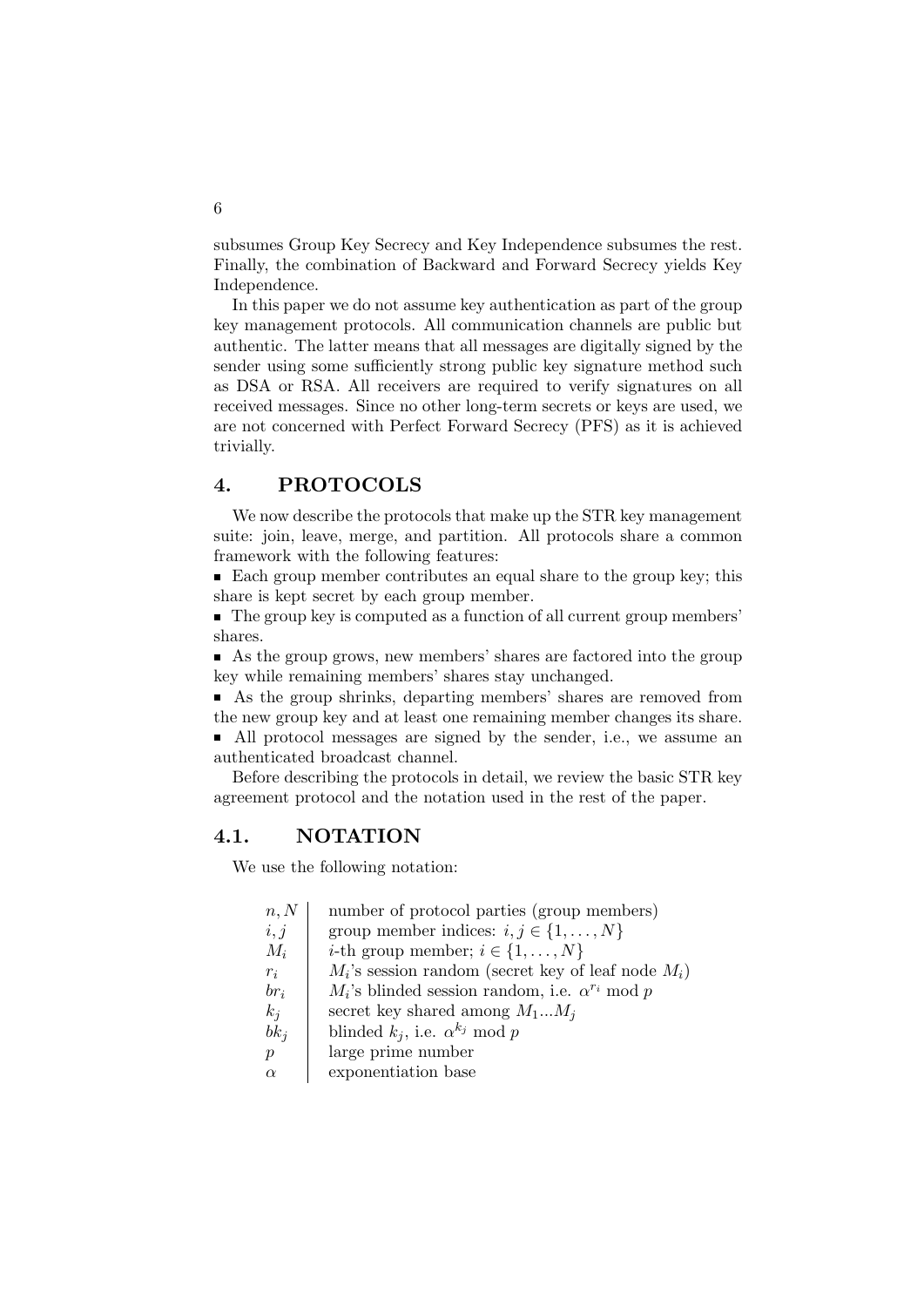subsumes Group Key Secrecy and Key Independence subsumes the rest. Finally, the combination of Backward and Forward Secrecy yields Key Independence.

In this paper we do not assume key authentication as part of the group key management protocols. All communication channels are public but authentic. The latter means that all messages are digitally signed by the sender using some sufficiently strong public key signature method such as DSA or RSA. All receivers are required to verify signatures on all received messages. Since no other long-term secrets or keys are used, we are not concerned with Perfect Forward Secrecy (PFS) as it is achieved trivially.

## 4. PROTOCOLS

We now describe the protocols that make up the STR key management suite: join, leave, merge, and partition. All protocols share a common framework with the following features:

- Each group member contributes an equal share to the group key; this share is kept secret by each group member.
- The group key is computed as a function of all current group members' shares.
- As the group grows, new members' shares are factored into the group key while remaining members' shares stay unchanged.
- As the group shrinks, departing members' shares are removed from the new group key and at least one remaining member changes its share.
- All protocol messages are signed by the sender, i.e., we assume an authenticated broadcast channel.

Before describing the protocols in detail, we review the basic STR key agreement protocol and the notation used in the rest of the paper.

### 4.1. NOTATION

We use the following notation:

| | |
|---|---|
| $n, N$ | number of protocol parties (group members) |
| $i, j$ | group member indices: $i, j \in \{1, \dots, N\}$ |
| $M_i$ | $i$-th group member; $i \in \{1, \dots, N\}$ |
| $r_i$ | $M_i$'s session random (secret key of leaf node $M_i$) |
| $br_i$ | $M_i$'s blinded session random, i.e. $\alpha^{r_i} \bmod p$ |
| $k_j$ | secret key shared among $M_1 ... M_j$ |
| $bk_j$ | blinded $k_j$, i.e. $\alpha^{k_j} \bmod p$ |
| $p$ | large prime number |
| $\alpha$ | exponentiation base |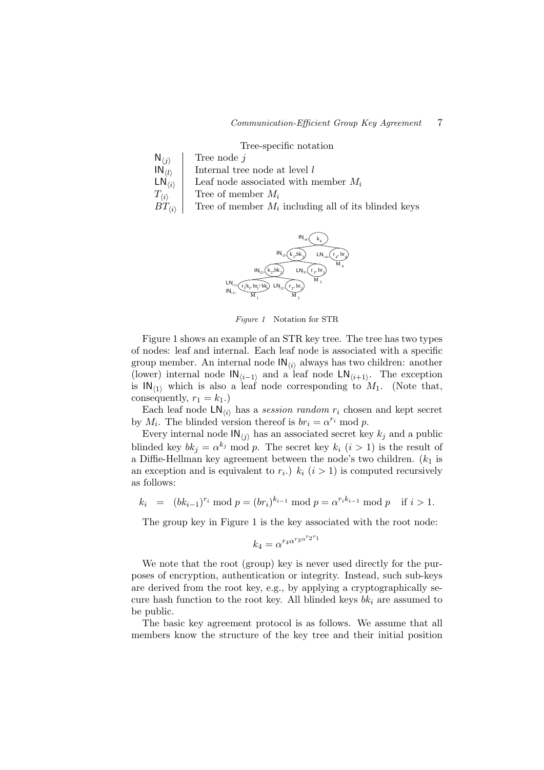Tree-specific notation

| | |
|---|---|
| $\mathsf{N}_{\langle j \rangle}$ | Tree node $j$ |
| $\mathsf{IN}_{\langle l \rangle}$ | Internal tree node at level $l$ |
| $\mathsf{LN}_{\langle i \rangle}$ | Leaf node associated with member $M_i$ |
| $T_{\langle i \rangle}$ | Tree of member $M_i$ |
| $BT_{\langle i \rangle}$ | Tree of member $M_i$ including all of its blinded keys |

*Figure 1* Notation for STR

Figure 1 shows an example of an STR key tree. The tree has two types of nodes: leaf and internal. Each leaf node is associated with a specific group member. An internal node $\mathsf{IN}_{\langle i \rangle}$ always has two children: another (lower) internal node $\mathsf{IN}_{\langle i-1 \rangle}$ and a leaf node $\mathsf{LN}_{\langle i+1 \rangle}$. The exception is $\mathsf{IN}_{\langle 1 \rangle}$ which is also a leaf node corresponding to $M_1$. (Note that, consequently, $r_1 = k_1$.)

Each leaf node $\mathsf{LN}_{\langle i \rangle}$ has a *session random* $r_i$ chosen and kept secret by $M_i$. The blinded version thereof is $br_i = \alpha^{r_i} \bmod p$.

Every internal node $\mathsf{IN}_{\langle j \rangle}$ has an associated secret key $k_j$ and a public blinded key $bk_j = \alpha^{k_j} \bmod p$. The secret key $k_i$ ($i > 1$) is the result of a Diffie-Hellman key agreement between the node's two children. ($k_1$ is an exception and is equivalent to $r_i$.) $k_i$ ($i > 1$) is computed recursively as follows:

$$k_i \;=\; (bk_{i-1})^{r_i} \bmod p = (br_i)^{k_{i-1}} \bmod p = \alpha^{r_i k_{i-1}} \bmod p \quad \text{if } i > 1.$$

The group key in Figure 1 is the key associated with the root node:

$$k_4 = \alpha^{r_4 \alpha^{r_3 \alpha^{r_2 r_1}}}$$

We note that the root (group) key is never used directly for the purposes of encryption, authentication or integrity. Instead, such sub-keys are derived from the root key, e.g., by applying a cryptographically secure hash function to the root key. All blinded keys $bk_i$ are assumed to be public.

The basic key agreement protocol is as follows. We assume that all members know the structure of the key tree and their initial position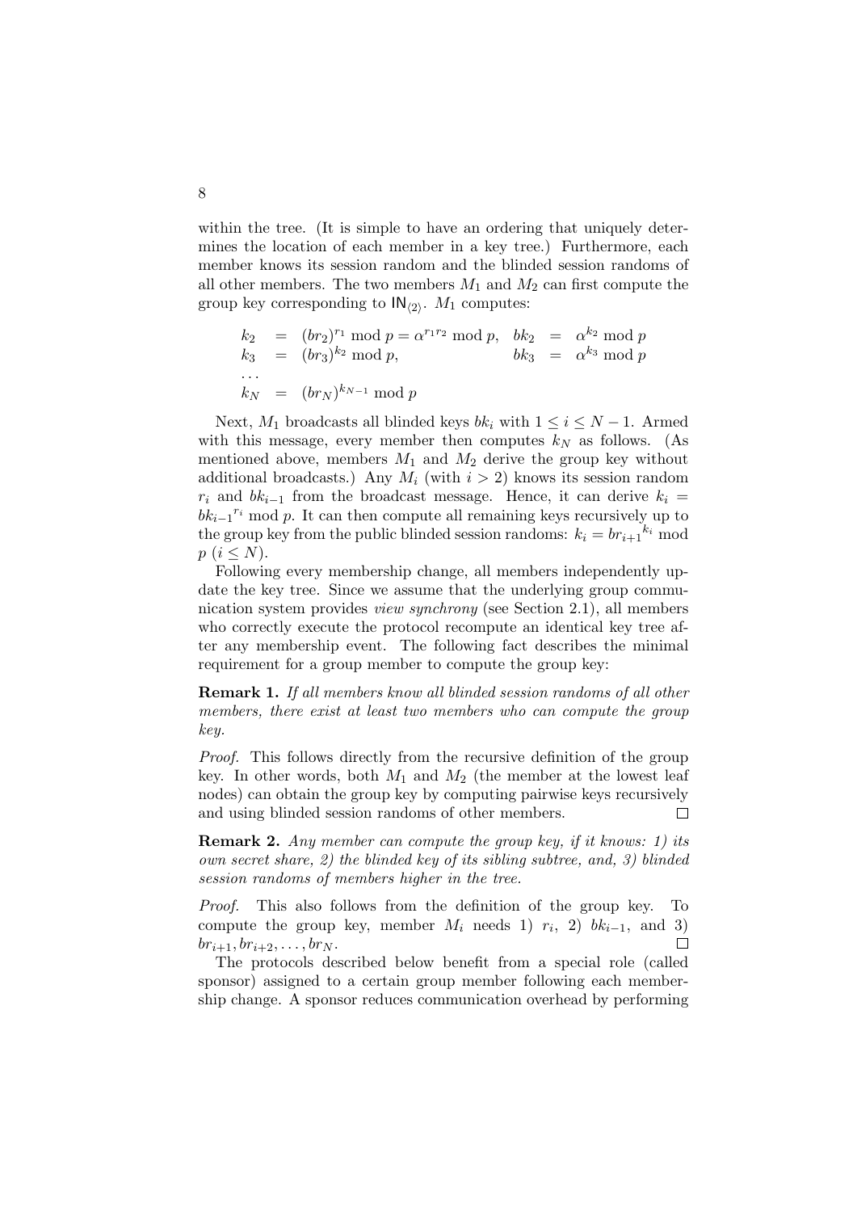within the tree. (It is simple to have an ordering that uniquely determines the location of each member in a key tree.) Furthermore, each member knows its session random and the blinded session randoms of all other members. The two members $M_1$ and $M_2$ can first compute the group key corresponding to $\mathsf{IN}_{\langle 2 \rangle}$. $M_1$ computes:

$$
\begin{array}{lllllll}
k_2 & = & (br_2)^{r_1} \bmod p = \alpha^{r_1 r_2} \bmod p, & bk_2 & = & \alpha^{k_2} \bmod p \\
k_3 & = & (br_3)^{k_2} \bmod p, & bk_3 & = & \alpha^{k_3} \bmod p \\
\ldots & & & & & \\
k_N & = & (br_N)^{k_{N-1}} \bmod p & & &
\end{array}
$$

Next, $M_1$ broadcasts all blinded keys $bk_i$ with $1 \leq i \leq N-1$. Armed with this message, every member then computes $k_N$ as follows. (As mentioned above, members $M_1$ and $M_2$ derive the group key without additional broadcasts.) Any $M_i$ (with $i > 2$) knows its session random $r_i$ and $bk_{i-1}$ from the broadcast message. Hence, it can derive $k_i = {bk_{i-1}}^{r_i} \bmod p$. It can then compute all remaining keys recursively up to the group key from the public blinded session randoms: $k_i = {br_{i+1}}^{k_i} \bmod p$ $(i \leq N)$.

Following every membership change, all members independently update the key tree. Since we assume that the underlying group communication system provides *view synchrony* (see Section 2.1), all members who correctly execute the protocol recompute an identical key tree after any membership event. The following fact describes the minimal requirement for a group member to compute the group key:

**Remark 1.** *If all members know all blinded session randoms of all other members, there exist at least two members who can compute the group key.*

*Proof.* This follows directly from the recursive definition of the group key. In other words, both $M_1$ and $M_2$ (the member at the lowest leaf nodes) can obtain the group key by computing pairwise keys recursively and using blinded session randoms of other members. □

**Remark 2.** *Any member can compute the group key, if it knows: 1) its own secret share, 2) the blinded key of its sibling subtree, and, 3) blinded session randoms of members higher in the tree.*

*Proof.* This also follows from the definition of the group key. To compute the group key, member $M_i$ needs 1) $r_i$, 2) $bk_{i-1}$, and 3) $br_{i+1}, br_{i+2}, \ldots, br_N$. □

The protocols described below benefit from a special role (called sponsor) assigned to a certain group member following each membership change. A sponsor reduces communication overhead by performing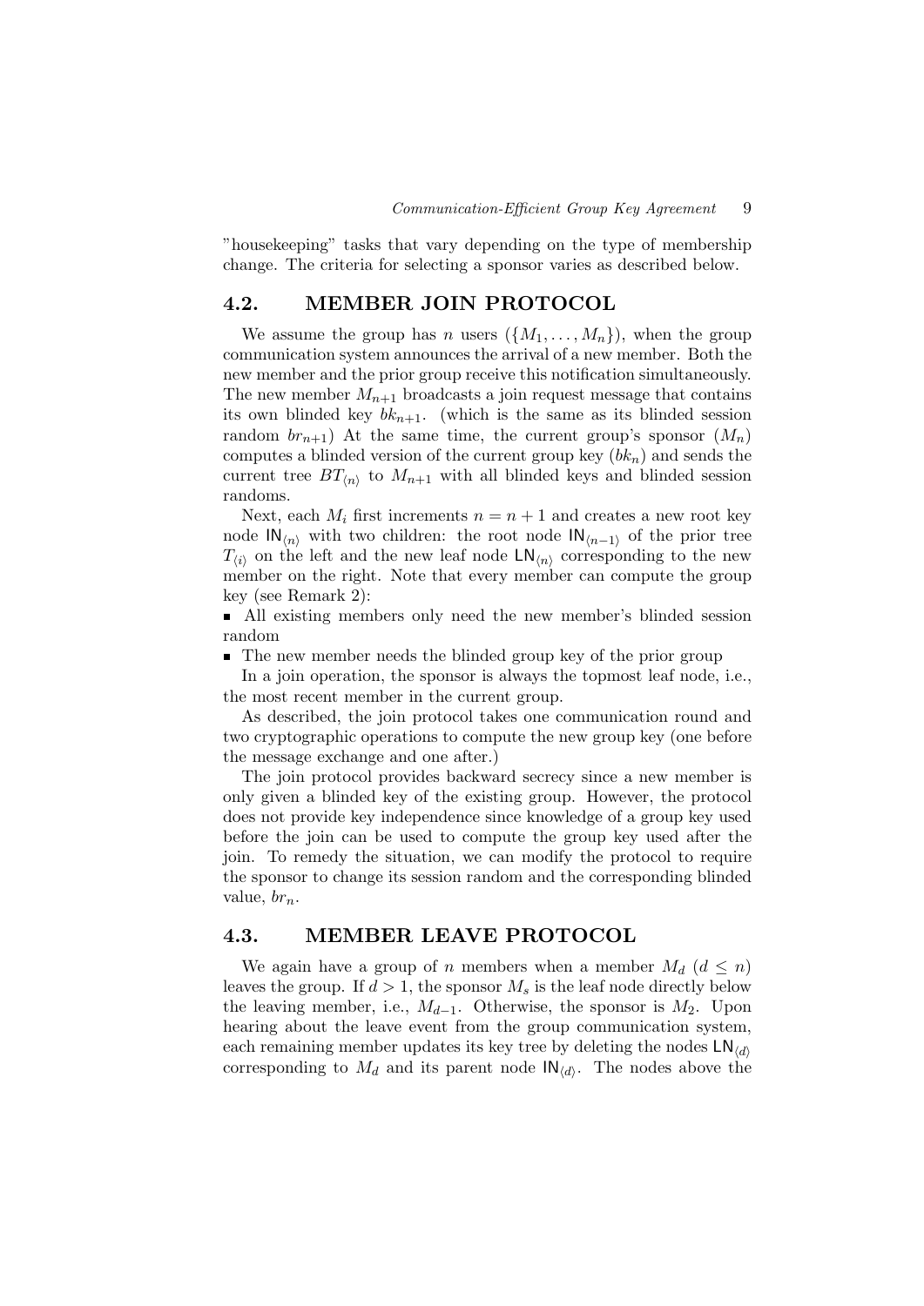"housekeeping" tasks that vary depending on the type of membership change. The criteria for selecting a sponsor varies as described below.

## 4.2. MEMBER JOIN PROTOCOL

We assume the group has $n$ users ($\{M_1, \ldots, M_n\}$), when the group communication system announces the arrival of a new member. Both the new member and the prior group receive this notification simultaneously. The new member $M_{n+1}$ broadcasts a join request message that contains its own blinded key $bk_{n+1}$. (which is the same as its blinded session random $br_{n+1}$) At the same time, the current group's sponsor ($M_n$) computes a blinded version of the current group key ($bk_n$) and sends the current tree $BT_{\langle n \rangle}$ to $M_{n+1}$ with all blinded keys and blinded session randoms.

Next, each $M_i$ first increments $n = n + 1$ and creates a new root key node $\mathsf{IN}_{\langle n \rangle}$ with two children: the root node $\mathsf{IN}_{\langle n-1 \rangle}$ of the prior tree $T_{\langle i \rangle}$ on the left and the new leaf node $\mathsf{LN}_{\langle n \rangle}$ corresponding to the new member on the right. Note that every member can compute the group key (see Remark 2):

- All existing members only need the new member's blinded session random
- The new member needs the blinded group key of the prior group

In a join operation, the sponsor is always the topmost leaf node, i.e., the most recent member in the current group.

As described, the join protocol takes one communication round and two cryptographic operations to compute the new group key (one before the message exchange and one after.)

The join protocol provides backward secrecy since a new member is only given a blinded key of the existing group. However, the protocol does not provide key independence since knowledge of a group key used before the join can be used to compute the group key used after the join. To remedy the situation, we can modify the protocol to require the sponsor to change its session random and the corresponding blinded value, $br_n$.

## 4.3. MEMBER LEAVE PROTOCOL

We again have a group of $n$ members when a member $M_d$ ($d \leq n$) leaves the group. If $d > 1$, the sponsor $M_s$ is the leaf node directly below the leaving member, i.e., $M_{d-1}$. Otherwise, the sponsor is $M_2$. Upon hearing about the leave event from the group communication system, each remaining member updates its key tree by deleting the nodes $\mathsf{LN}_{\langle d \rangle}$ corresponding to $M_d$ and its parent node $\mathsf{IN}_{\langle d \rangle}$. The nodes above the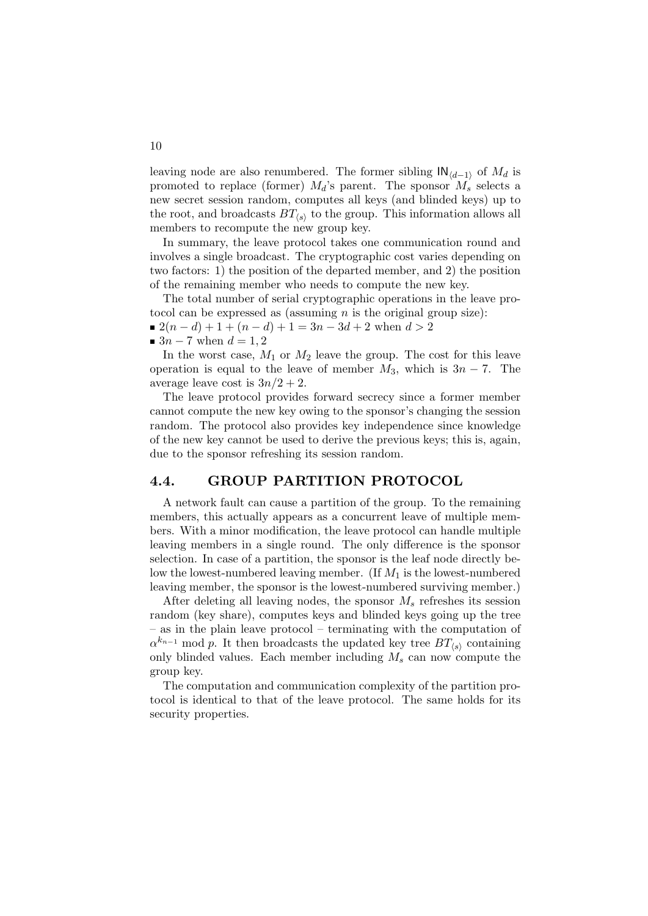leaving node are also renumbered. The former sibling $\mathsf{IN}_{\langle d-1 \rangle}$ of $M_d$ is promoted to replace (former) $M_d$'s parent. The sponsor $M_s$ selects a new secret session random, computes all keys (and blinded keys) up to the root, and broadcasts $BT_{\langle s \rangle}$ to the group. This information allows all members to recompute the new group key.

In summary, the leave protocol takes one communication round and involves a single broadcast. The cryptographic cost varies depending on two factors: 1) the position of the departed member, and 2) the position of the remaining member who needs to compute the new key.

The total number of serial cryptographic operations in the leave protocol can be expressed as (assuming $n$ is the original group size):

- $2(n-d)+1+(n-d)+1 = 3n-3d+2$ when $d > 2$
- $3n-7$ when $d = 1, 2$

In the worst case, $M_1$ or $M_2$ leave the group. The cost for this leave operation is equal to the leave of member $M_3$, which is $3n-7$. The average leave cost is $3n/2+2$.

The leave protocol provides forward secrecy since a former member cannot compute the new key owing to the sponsor's changing the session random. The protocol also provides key independence since knowledge of the new key cannot be used to derive the previous keys; this is, again, due to the sponsor refreshing its session random.

## 4.4. GROUP PARTITION PROTOCOL

A network fault can cause a partition of the group. To the remaining members, this actually appears as a concurrent leave of multiple members. With a minor modification, the leave protocol can handle multiple leaving members in a single round. The only difference is the sponsor selection. In case of a partition, the sponsor is the leaf node directly below the lowest-numbered leaving member. (If $M_1$ is the lowest-numbered leaving member, the sponsor is the lowest-numbered surviving member.)

After deleting all leaving nodes, the sponsor $M_s$ refreshes its session random (key share), computes keys and blinded keys going up the tree – as in the plain leave protocol – terminating with the computation of $\alpha^{k_{n-1}} \bmod p$. It then broadcasts the updated key tree $BT_{\langle s \rangle}$ containing only blinded values. Each member including $M_s$ can now compute the group key.

The computation and communication complexity of the partition protocol is identical to that of the leave protocol. The same holds for its security properties.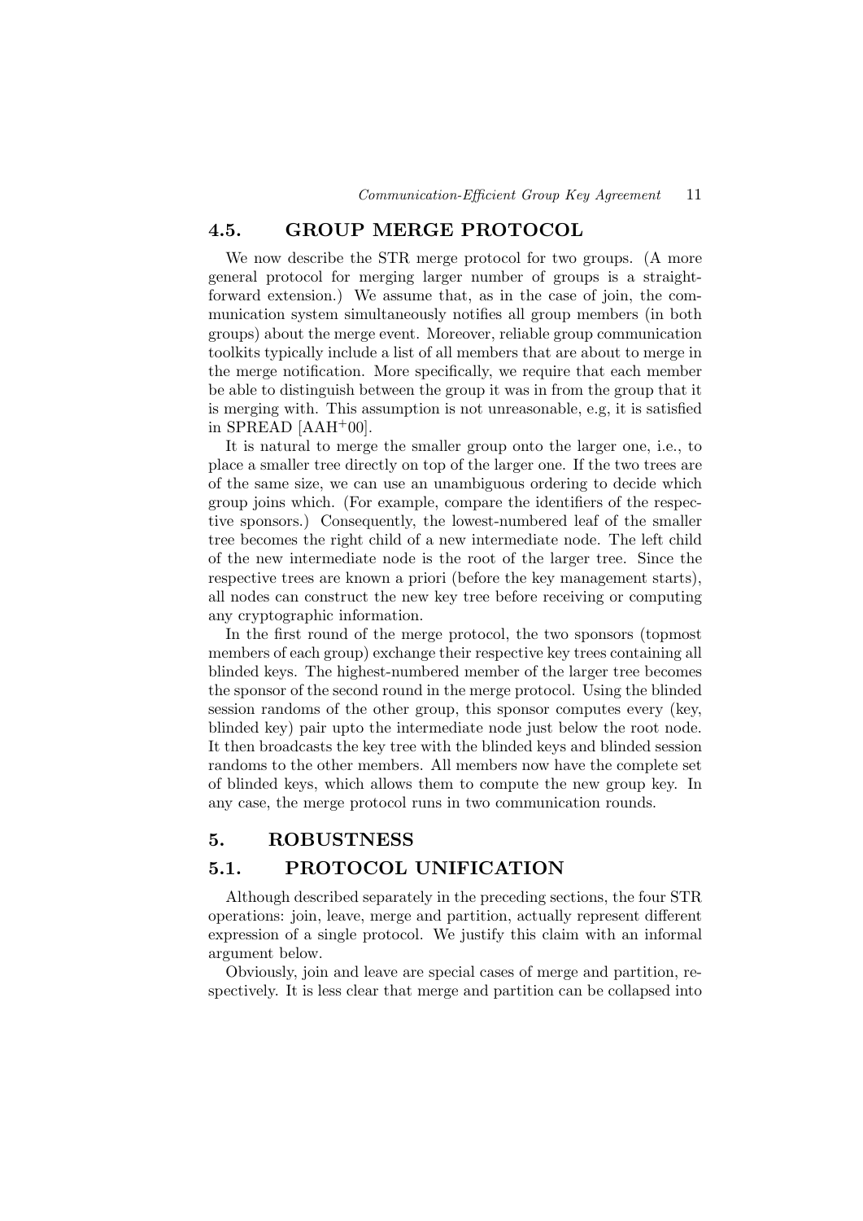## 4.5. GROUP MERGE PROTOCOL

We now describe the STR merge protocol for two groups. (A more general protocol for merging larger number of groups is a straightforward extension.) We assume that, as in the case of join, the communication system simultaneously notifies all group members (in both groups) about the merge event. Moreover, reliable group communication toolkits typically include a list of all members that are about to merge in the merge notification. More specifically, we require that each member be able to distinguish between the group it was in from the group that it is merging with. This assumption is not unreasonable, e.g, it is satisfied in SPREAD [AAH+00].

It is natural to merge the smaller group onto the larger one, i.e., to place a smaller tree directly on top of the larger one. If the two trees are of the same size, we can use an unambiguous ordering to decide which group joins which. (For example, compare the identifiers of the respective sponsors.) Consequently, the lowest-numbered leaf of the smaller tree becomes the right child of a new intermediate node. The left child of the new intermediate node is the root of the larger tree. Since the respective trees are known a priori (before the key management starts), all nodes can construct the new key tree before receiving or computing any cryptographic information.

In the first round of the merge protocol, the two sponsors (topmost members of each group) exchange their respective key trees containing all blinded keys. The highest-numbered member of the larger tree becomes the sponsor of the second round in the merge protocol. Using the blinded session randoms of the other group, this sponsor computes every (key, blinded key) pair upto the intermediate node just below the root node. It then broadcasts the key tree with the blinded keys and blinded session randoms to the other members. All members now have the complete set of blinded keys, which allows them to compute the new group key. In any case, the merge protocol runs in two communication rounds.

# 5. ROBUSTNESS

## 5.1. PROTOCOL UNIFICATION

Although described separately in the preceding sections, the four STR operations: join, leave, merge and partition, actually represent different expression of a single protocol. We justify this claim with an informal argument below.

Obviously, join and leave are special cases of merge and partition, respectively. It is less clear that merge and partition can be collapsed into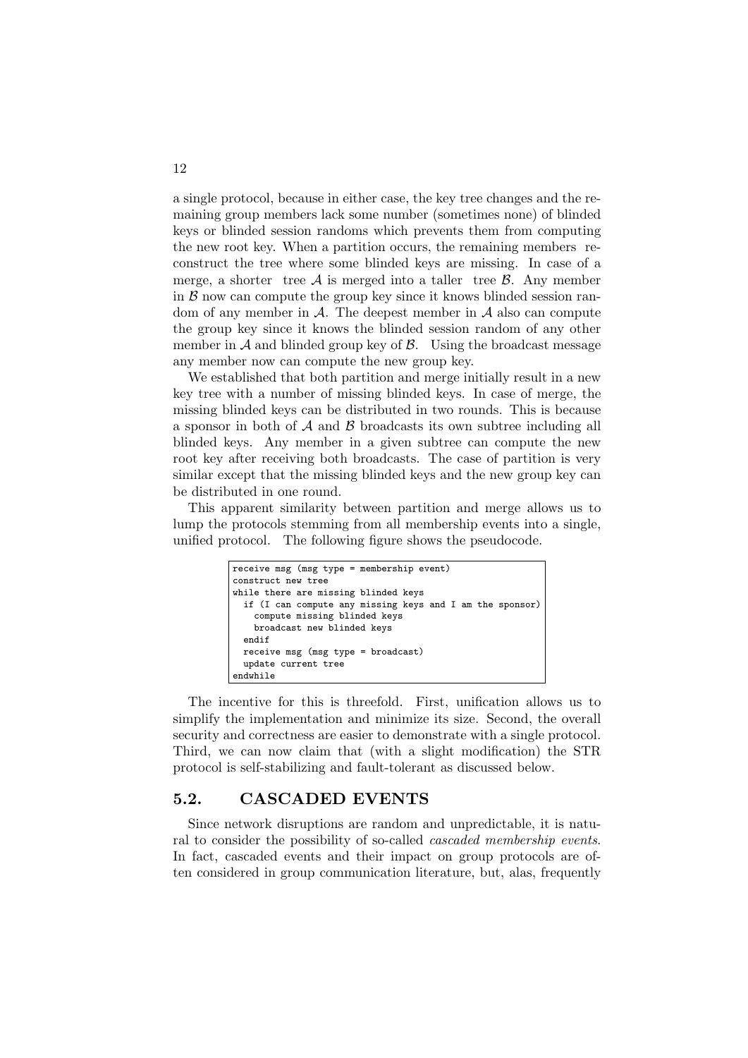a single protocol, because in either case, the key tree changes and the remaining group members lack some number (sometimes none) of blinded keys or blinded session randoms which prevents them from computing the new root key. When a partition occurs, the remaining members reconstruct the tree where some blinded keys are missing. In case of a merge, a shorter tree $\mathcal{A}$ is merged into a taller tree $\mathcal{B}$. Any member in $\mathcal{B}$ now can compute the group key since it knows blinded session random of any member in $\mathcal{A}$. The deepest member in $\mathcal{A}$ also can compute the group key since it knows the blinded session random of any other member in $\mathcal{A}$ and blinded group key of $\mathcal{B}$. Using the broadcast message any member now can compute the new group key.

We established that both partition and merge initially result in a new key tree with a number of missing blinded keys. In case of merge, the missing blinded keys can be distributed in two rounds. This is because a sponsor in both of $\mathcal{A}$ and $\mathcal{B}$ broadcasts its own subtree including all blinded keys. Any member in a given subtree can compute the new root key after receiving both broadcasts. The case of partition is very similar except that the missing blinded keys and the new group key can be distributed in one round.

This apparent similarity between partition and merge allows us to lump the protocols stemming from all membership events into a single, unified protocol. The following figure shows the pseudocode.

```
receive msg (msg type = membership event)
construct new tree
while there are missing blinded keys
  if (I can compute any missing keys and I am the sponsor)
    compute missing blinded keys
    broadcast new blinded keys
  endif
  receive msg (msg type = broadcast)
  update current tree
endwhile
```

The incentive for this is threefold. First, unification allows us to simplify the implementation and minimize its size. Second, the overall security and correctness are easier to demonstrate with a single protocol. Third, we can now claim that (with a slight modification) the STR protocol is self-stabilizing and fault-tolerant as discussed below.

## 5.2. CASCADED EVENTS

Since network disruptions are random and unpredictable, it is natural to consider the possibility of so-called *cascaded membership events*. In fact, cascaded events and their impact on group protocols are often considered in group communication literature, but, alas, frequently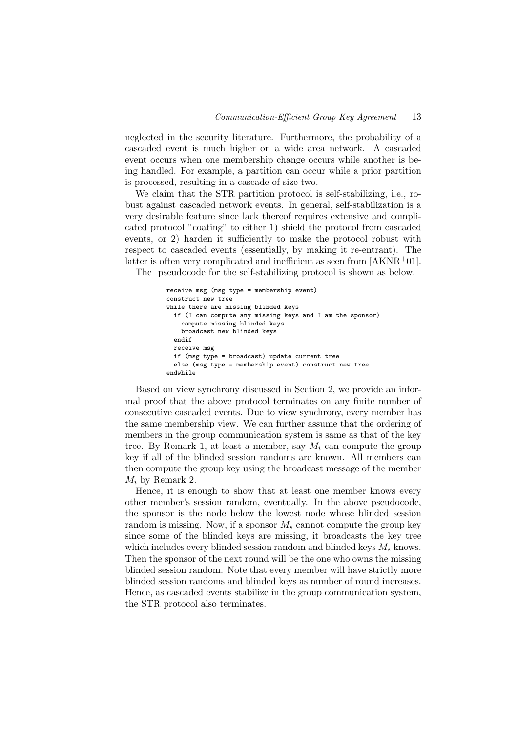neglected in the security literature. Furthermore, the probability of a cascaded event is much higher on a wide area network. A cascaded event occurs when one membership change occurs while another is being handled. For example, a partition can occur while a prior partition is processed, resulting in a cascade of size two.

We claim that the STR partition protocol is self-stabilizing, i.e., robust against cascaded network events. In general, self-stabilization is a very desirable feature since lack thereof requires extensive and complicated protocol "coating" to either 1) shield the protocol from cascaded events, or 2) harden it sufficiently to make the protocol robust with respect to cascaded events (essentially, by making it re-entrant). The latter is often very complicated and inefficient as seen from [AKNR[+]01].

The pseudocode for the self-stabilizing protocol is shown as below.

```
receive msg (msg type = membership event)
construct new tree
while there are missing blinded keys
  if (I can compute any missing keys and I am the sponsor)
    compute missing blinded keys
    broadcast new blinded keys
  endif
  receive msg
  if (msg type = broadcast) update current tree
  else (msg type = membership event) construct new tree
endwhile
```

Based on view synchrony discussed in Section 2, we provide an informal proof that the above protocol terminates on any finite number of consecutive cascaded events. Due to view synchrony, every member has the same membership view. We can further assume that the ordering of members in the group communication system is same as that of the key tree. By Remark 1, at least a member, say $M_i$ can compute the group key if all of the blinded session randoms are known. All members can then compute the group key using the broadcast message of the member $M_i$ by Remark 2.

Hence, it is enough to show that at least one member knows every other member's session random, eventually. In the above pseudocode, the sponsor is the node below the lowest node whose blinded session random is missing. Now, if a sponsor $M_s$ cannot compute the group key since some of the blinded keys are missing, it broadcasts the key tree which includes every blinded session random and blinded keys $M_s$ knows. Then the sponsor of the next round will be the one who owns the missing blinded session random. Note that every member will have strictly more blinded session randoms and blinded keys as number of round increases. Hence, as cascaded events stabilize in the group communication system, the STR protocol also terminates.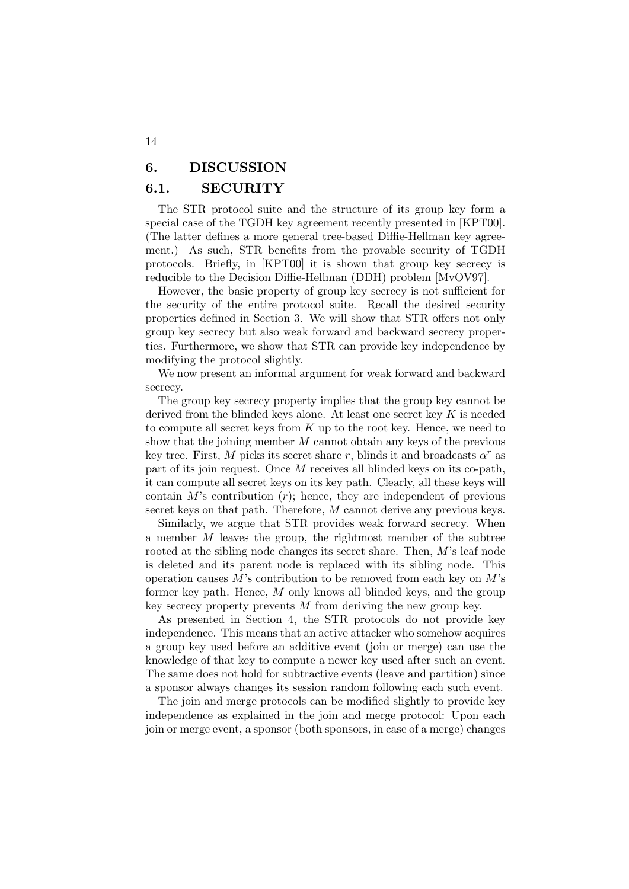## 6. DISCUSSION

### 6.1. SECURITY

The STR protocol suite and the structure of its group key form a special case of the TGDH key agreement recently presented in [KPT00]. (The latter defines a more general tree-based Diffie-Hellman key agreement.) As such, STR benefits from the provable security of TGDH protocols. Briefly, in [KPT00] it is shown that group key secrecy is reducible to the Decision Diffie-Hellman (DDH) problem [MvOV97].

However, the basic property of group key secrecy is not sufficient for the security of the entire protocol suite. Recall the desired security properties defined in Section 3. We will show that STR offers not only group key secrecy but also weak forward and backward secrecy properties. Furthermore, we show that STR can provide key independence by modifying the protocol slightly.

We now present an informal argument for weak forward and backward secrecy.

The group key secrecy property implies that the group key cannot be derived from the blinded keys alone. At least one secret key $K$ is needed to compute all secret keys from $K$ up to the root key. Hence, we need to show that the joining member $M$ cannot obtain any keys of the previous key tree. First, $M$ picks its secret share $r$, blinds it and broadcasts $\alpha^r$ as part of its join request. Once $M$ receives all blinded keys on its co-path, it can compute all secret keys on its key path. Clearly, all these keys will contain $M$'s contribution ($r$); hence, they are independent of previous secret keys on that path. Therefore, $M$ cannot derive any previous keys.

Similarly, we argue that STR provides weak forward secrecy. When a member $M$ leaves the group, the rightmost member of the subtree rooted at the sibling node changes its secret share. Then, $M$'s leaf node is deleted and its parent node is replaced with its sibling node. This operation causes $M$'s contribution to be removed from each key on $M$'s former key path. Hence, $M$ only knows all blinded keys, and the group key secrecy property prevents $M$ from deriving the new group key.

As presented in Section 4, the STR protocols do not provide key independence. This means that an active attacker who somehow acquires a group key used before an additive event (join or merge) can use the knowledge of that key to compute a newer key used after such an event. The same does not hold for subtractive events (leave and partition) since a sponsor always changes its session random following each such event.

The join and merge protocols can be modified slightly to provide key independence as explained in the join and merge protocol: Upon each join or merge event, a sponsor (both sponsors, in case of a merge) changes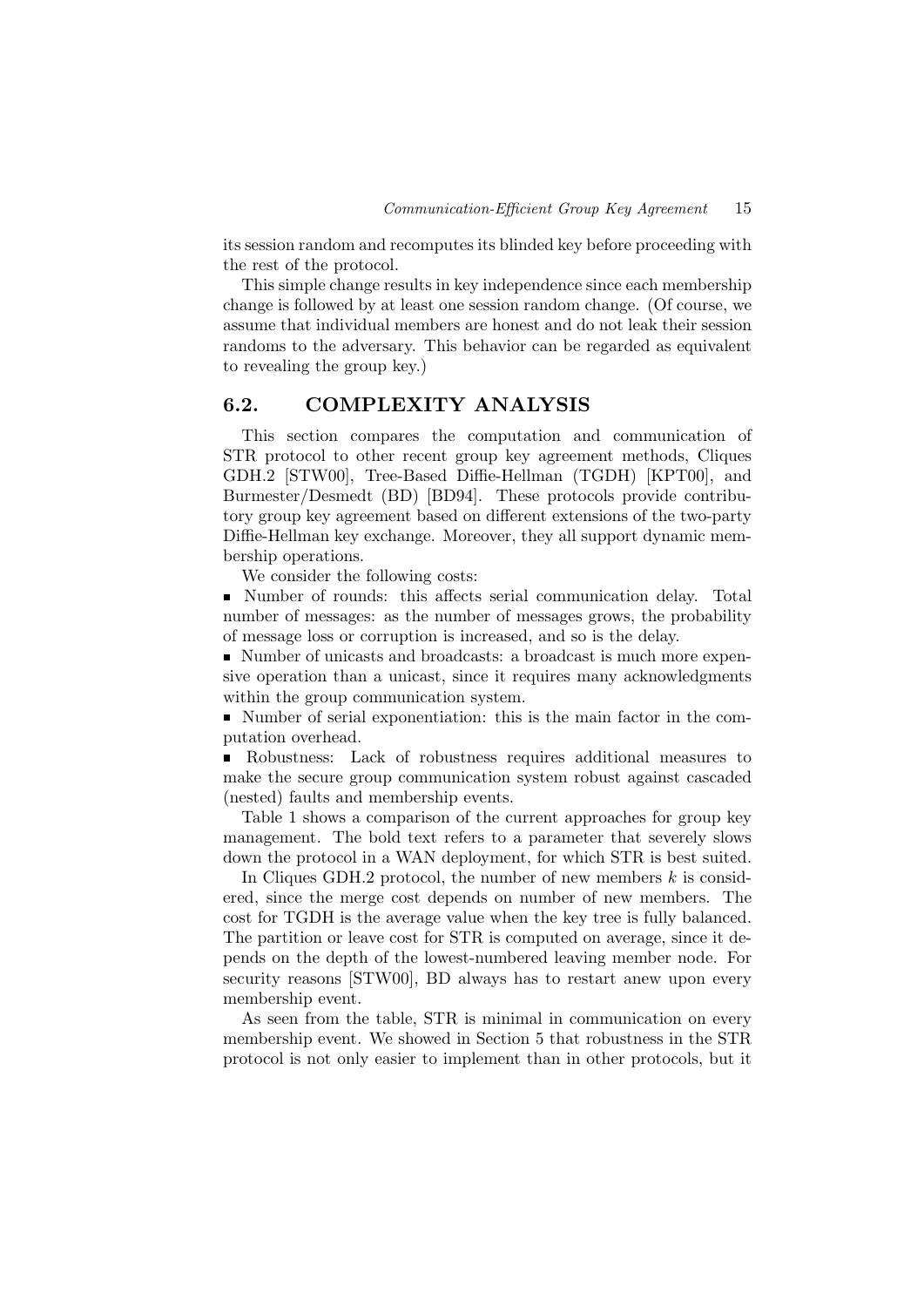its session random and recomputes its blinded key before proceeding with the rest of the protocol.

This simple change results in key independence since each membership change is followed by at least one session random change. (Of course, we assume that individual members are honest and do not leak their session randoms to the adversary. This behavior can be regarded as equivalent to revealing the group key.)

## 6.2. COMPLEXITY ANALYSIS

This section compares the computation and communication of STR protocol to other recent group key agreement methods, Cliques GDH.2 [STW00], Tree-Based Diffie-Hellman (TGDH) [KPT00], and Burmester/Desmedt (BD) [BD94]. These protocols provide contributory group key agreement based on different extensions of the two-party Diffie-Hellman key exchange. Moreover, they all support dynamic membership operations.

We consider the following costs:

- Number of rounds: this affects serial communication delay. Total number of messages: as the number of messages grows, the probability of message loss or corruption is increased, and so is the delay.
- Number of unicasts and broadcasts: a broadcast is much more expensive operation than a unicast, since it requires many acknowledgments within the group communication system.
- Number of serial exponentiation: this is the main factor in the computation overhead.
- Robustness: Lack of robustness requires additional measures to make the secure group communication system robust against cascaded (nested) faults and membership events.

Table 1 shows a comparison of the current approaches for group key management. The bold text refers to a parameter that severely slows down the protocol in a WAN deployment, for which STR is best suited.

In Cliques GDH.2 protocol, the number of new members $k$ is considered, since the merge cost depends on number of new members. The cost for TGDH is the average value when the key tree is fully balanced. The partition or leave cost for STR is computed on average, since it depends on the depth of the lowest-numbered leaving member node. For security reasons [STW00], BD always has to restart anew upon every membership event.

As seen from the table, STR is minimal in communication on every membership event. We showed in Section 5 that robustness in the STR protocol is not only easier to implement than in other protocols, but it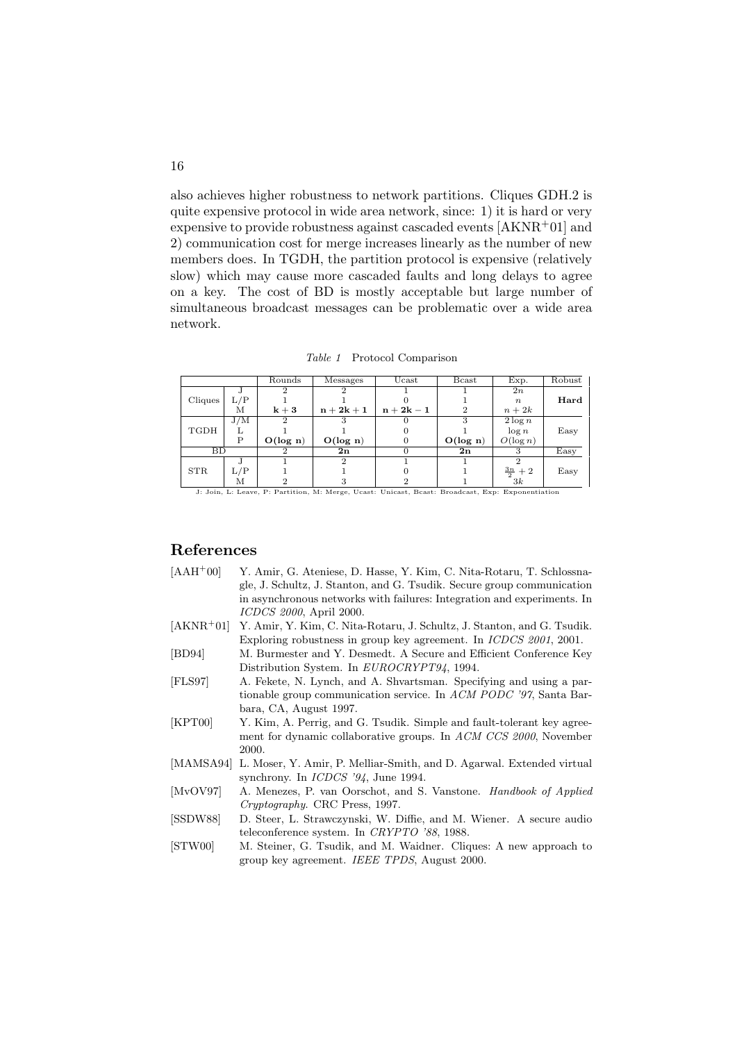also achieves higher robustness to network partitions. Cliques GDH.2 is quite expensive protocol in wide area network, since: 1) it is hard or very expensive to provide robustness against cascaded events [AKNR+01] and 2) communication cost for merge increases linearly as the number of new members does. In TGDH, the partition protocol is expensive (relatively slow) which may cause more cascaded faults and long delays to agree on a key. The cost of BD is mostly acceptable but large number of simultaneous broadcast messages can be problematic over a wide area network.

*Table 1* Protocol Comparison

| | | Rounds | Messages | Ucast | Bcast | Exp. | Robust |
|---|---|---|---|---|---|---|---|
| Cliques | J | 2 | 2 | 1 | 1 | $2n$ | **Hard** |
| | L/P | 1 | 1 | 0 | 1 | $n$ | |
| | M | $\mathbf{k+3}$ | $\mathbf{n+2k+1}$ | $\mathbf{n+2k-1}$ | 2 | $n+2k$ | |
| TGDH | J/M | 2 | 3 | 0 | 3 | $2\log n$ | Easy |
| | L | 1 | 1 | 0 | 1 | $\log n$ | |
| | P | $\mathbf{O(\log n)}$ | $\mathbf{O(\log n)}$ | 0 | $\mathbf{O(\log n)}$ | $O(\log n)$ | |
| BD | | 2 | $\mathbf{2n}$ | 0 | $\mathbf{2n}$ | 3 | Easy |
| STR | J | 1 | 2 | 1 | 1 | 2 | Easy |
| | L/P | 1 | 1 | 0 | 1 | $\frac{3n}{2}+2$ | |
| | M | 2 | 3 | 2 | 1 | $3k$ | |

J: Join, L: Leave, P: Partition, M: Merge, Ucast: Unicast, Bcast: Broadcast, Exp: Exponentiation

## References

[AAH+00] Y. Amir, G. Ateniese, D. Hasse, Y. Kim, C. Nita-Rotaru, T. Schlossnagle, J. Schultz, J. Stanton, and G. Tsudik. Secure group communication in asynchronous networks with failures: Integration and experiments. In *ICDCS 2000*, April 2000.

[AKNR+01] Y. Amir, Y. Kim, C. Nita-Rotaru, J. Schultz, J. Stanton, and G. Tsudik. Exploring robustness in group key agreement. In *ICDCS 2001*, 2001.

[BD94] M. Burmester and Y. Desmedt. A Secure and Efficient Conference Key Distribution System. In *EUROCRYPT94*, 1994.

[FLS97] A. Fekete, N. Lynch, and A. Shvartsman. Specifying and using a partionable group communication service. In *ACM PODC '97*, Santa Barbara, CA, August 1997.

[KPT00] Y. Kim, A. Perrig, and G. Tsudik. Simple and fault-tolerant key agreement for dynamic collaborative groups. In *ACM CCS 2000*, November 2000.

[MAMSA94] L. Moser, Y. Amir, P. Melliar-Smith, and D. Agarwal. Extended virtual synchrony. In *ICDCS '94*, June 1994.

[MvOV97] A. Menezes, P. van Oorschot, and S. Vanstone. *Handbook of Applied Cryptography*. CRC Press, 1997.

[SSDW88] D. Steer, L. Strawczynski, W. Diffie, and M. Wiener. A secure audio teleconference system. In *CRYPTO '88*, 1988.

[STW00] M. Steiner, G. Tsudik, and M. Waidner. Cliques: A new approach to group key agreement. *IEEE TPDS*, August 2000.